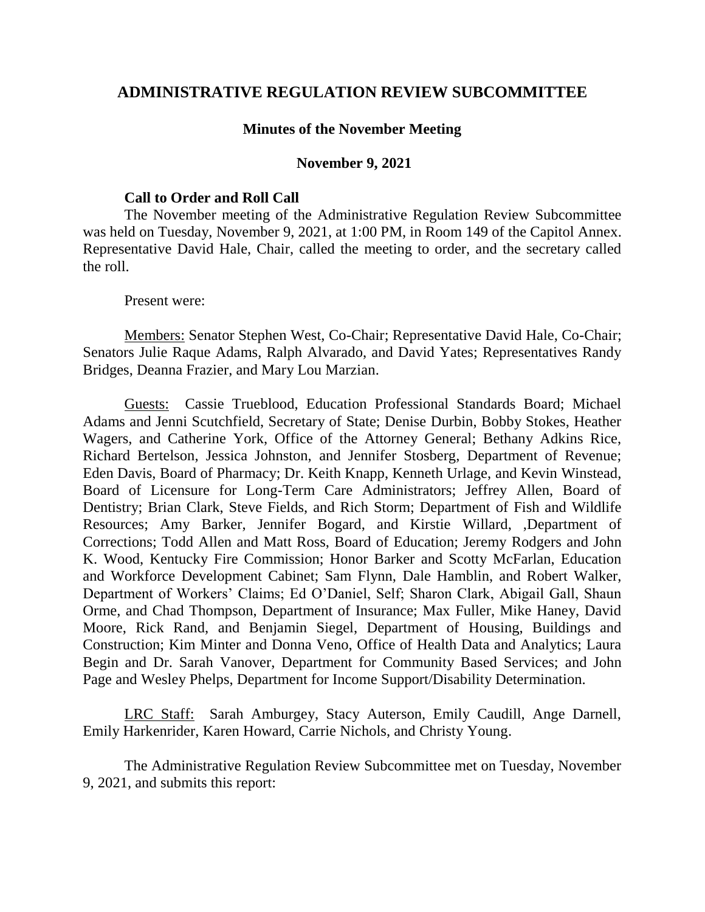# ADMINISTRATIVE REGULATION REVIEW SUBCOMMITTEE

## Minutes of the November Meeting

### November 9, 2021

**Call to Order and Roll Call**

The November meeting of the Administrative Regulation Review Subcommittee was held on Tuesday, November 9, 2021, at 1:00 PM, in Room 149 of the Capitol Annex. Representative David Hale, Chair, called the meeting to order, and the secretary called the roll.

Present were:

Members: Senator Stephen West, Co-Chair; Representative David Hale, Co-Chair; Senators Julie Raque Adams, Ralph Alvarado, and David Yates; Representatives Randy Bridges, Deanna Frazier, and Mary Lou Marzian.

Guests: Cassie Trueblood, Education Professional Standards Board; Michael Adams and Jenni Scutchfield, Secretary of State; Denise Durbin, Bobby Stokes, Heather Wagers, and Catherine York, Office of the Attorney General; Bethany Adkins Rice, Richard Bertelson, Jessica Johnston, and Jennifer Stosberg, Department of Revenue; Eden Davis, Board of Pharmacy; Dr. Keith Knapp, Kenneth Urlage, and Kevin Winstead, Board of Licensure for Long-Term Care Administrators; Jeffrey Allen, Board of Dentistry; Brian Clark, Steve Fields, and Rich Storm; Department of Fish and Wildlife Resources; Amy Barker, Jennifer Bogard, and Kirstie Willard, ,Department of Corrections; Todd Allen and Matt Ross, Board of Education; Jeremy Rodgers and John K. Wood, Kentucky Fire Commission; Honor Barker and Scotty McFarlan, Education and Workforce Development Cabinet; Sam Flynn, Dale Hamblin, and Robert Walker, Department of Workers' Claims; Ed O'Daniel, Self; Sharon Clark, Abigail Gall, Shaun Orme, and Chad Thompson, Department of Insurance; Max Fuller, Mike Haney, David Moore, Rick Rand, and Benjamin Siegel, Department of Housing, Buildings and Construction; Kim Minter and Donna Veno, Office of Health Data and Analytics; Laura Begin and Dr. Sarah Vanover, Department for Community Based Services; and John Page and Wesley Phelps, Department for Income Support/Disability Determination.

LRC Staff: Sarah Amburgey, Stacy Auterson, Emily Caudill, Ange Darnell, Emily Harkenrider, Karen Howard, Carrie Nichols, and Christy Young.

The Administrative Regulation Review Subcommittee met on Tuesday, November 9, 2021, and submits this report: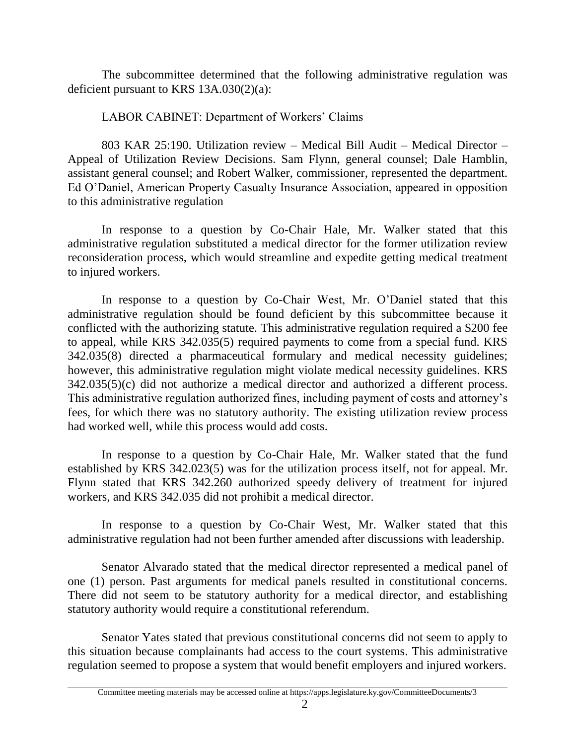The subcommittee determined that the following administrative regulation was deficient pursuant to KRS 13A.030(2)(a):

LABOR CABINET: Department of Workers' Claims

803 KAR 25:190. Utilization review – Medical Bill Audit – Medical Director – Appeal of Utilization Review Decisions. Sam Flynn, general counsel; Dale Hamblin, assistant general counsel; and Robert Walker, commissioner, represented the department. Ed O'Daniel, American Property Casualty Insurance Association, appeared in opposition to this administrative regulation

In response to a question by Co-Chair Hale, Mr. Walker stated that this administrative regulation substituted a medical director for the former utilization review reconsideration process, which would streamline and expedite getting medical treatment to injured workers.

In response to a question by Co-Chair West, Mr. O'Daniel stated that this administrative regulation should be found deficient by this subcommittee because it conflicted with the authorizing statute. This administrative regulation required a $200 fee to appeal, while KRS 342.035(5) required payments to come from a special fund. KRS 342.035(8) directed a pharmaceutical formulary and medical necessity guidelines; however, this administrative regulation might violate medical necessity guidelines. KRS 342.035(5)(c) did not authorize a medical director and authorized a different process. This administrative regulation authorized fines, including payment of costs and attorney's fees, for which there was no statutory authority. The existing utilization review process had worked well, while this process would add costs.

In response to a question by Co-Chair Hale, Mr. Walker stated that the fund established by KRS 342.023(5) was for the utilization process itself, not for appeal. Mr. Flynn stated that KRS 342.260 authorized speedy delivery of treatment for injured workers, and KRS 342.035 did not prohibit a medical director.

In response to a question by Co-Chair West, Mr. Walker stated that this administrative regulation had not been further amended after discussions with leadership.

Senator Alvarado stated that the medical director represented a medical panel of one (1) person. Past arguments for medical panels resulted in constitutional concerns. There did not seem to be statutory authority for a medical director, and establishing statutory authority would require a constitutional referendum.

Senator Yates stated that previous constitutional concerns did not seem to apply to this situation because complainants had access to the court systems. This administrative regulation seemed to propose a system that would benefit employers and injured workers.

Committee meeting materials may be accessed online at https://apps.legislature.ky.gov/CommitteeDocuments/3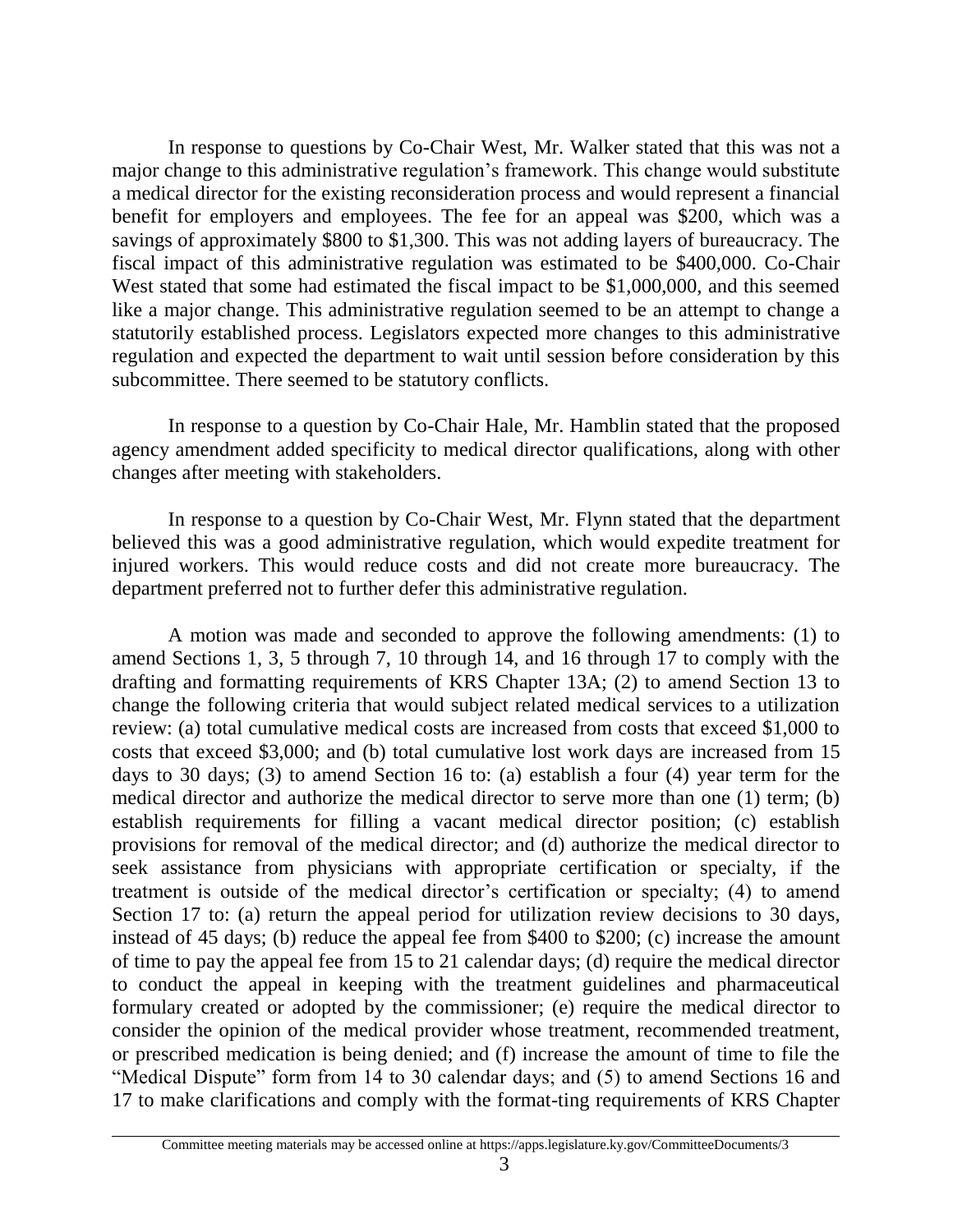In response to questions by Co-Chair West, Mr. Walker stated that this was not a major change to this administrative regulation's framework. This change would substitute a medical director for the existing reconsideration process and would represent a financial benefit for employers and employees. The fee for an appeal was $200, which was a savings of approximately $800 to $1,300. This was not adding layers of bureaucracy. The fiscal impact of this administrative regulation was estimated to be $400,000. Co-Chair West stated that some had estimated the fiscal impact to be $1,000,000, and this seemed like a major change. This administrative regulation seemed to be an attempt to change a statutorily established process. Legislators expected more changes to this administrative regulation and expected the department to wait until session before consideration by this subcommittee. There seemed to be statutory conflicts.

In response to a question by Co-Chair Hale, Mr. Hamblin stated that the proposed agency amendment added specificity to medical director qualifications, along with other changes after meeting with stakeholders.

In response to a question by Co-Chair West, Mr. Flynn stated that the department believed this was a good administrative regulation, which would expedite treatment for injured workers. This would reduce costs and did not create more bureaucracy. The department preferred not to further defer this administrative regulation.

A motion was made and seconded to approve the following amendments: (1) to amend Sections 1, 3, 5 through 7, 10 through 14, and 16 through 17 to comply with the drafting and formatting requirements of KRS Chapter 13A; (2) to amend Section 13 to change the following criteria that would subject related medical services to a utilization review: (a) total cumulative medical costs are increased from costs that exceed $1,000 to costs that exceed $3,000; and (b) total cumulative lost work days are increased from 15 days to 30 days; (3) to amend Section 16 to: (a) establish a four (4) year term for the medical director and authorize the medical director to serve more than one (1) term; (b) establish requirements for filling a vacant medical director position; (c) establish provisions for removal of the medical director; and (d) authorize the medical director to seek assistance from physicians with appropriate certification or specialty, if the treatment is outside of the medical director's certification or specialty; (4) to amend Section 17 to: (a) return the appeal period for utilization review decisions to 30 days, instead of 45 days; (b) reduce the appeal fee from $400 to $200; (c) increase the amount of time to pay the appeal fee from 15 to 21 calendar days; (d) require the medical director to conduct the appeal in keeping with the treatment guidelines and pharmaceutical formulary created or adopted by the commissioner; (e) require the medical director to consider the opinion of the medical provider whose treatment, recommended treatment, or prescribed medication is being denied; and (f) increase the amount of time to file the "Medical Dispute" form from 14 to 30 calendar days; and (5) to amend Sections 16 and 17 to make clarifications and comply with the format-ting requirements of KRS Chapter

Committee meeting materials may be accessed online at https://apps.legislature.ky.gov/CommitteeDocuments/3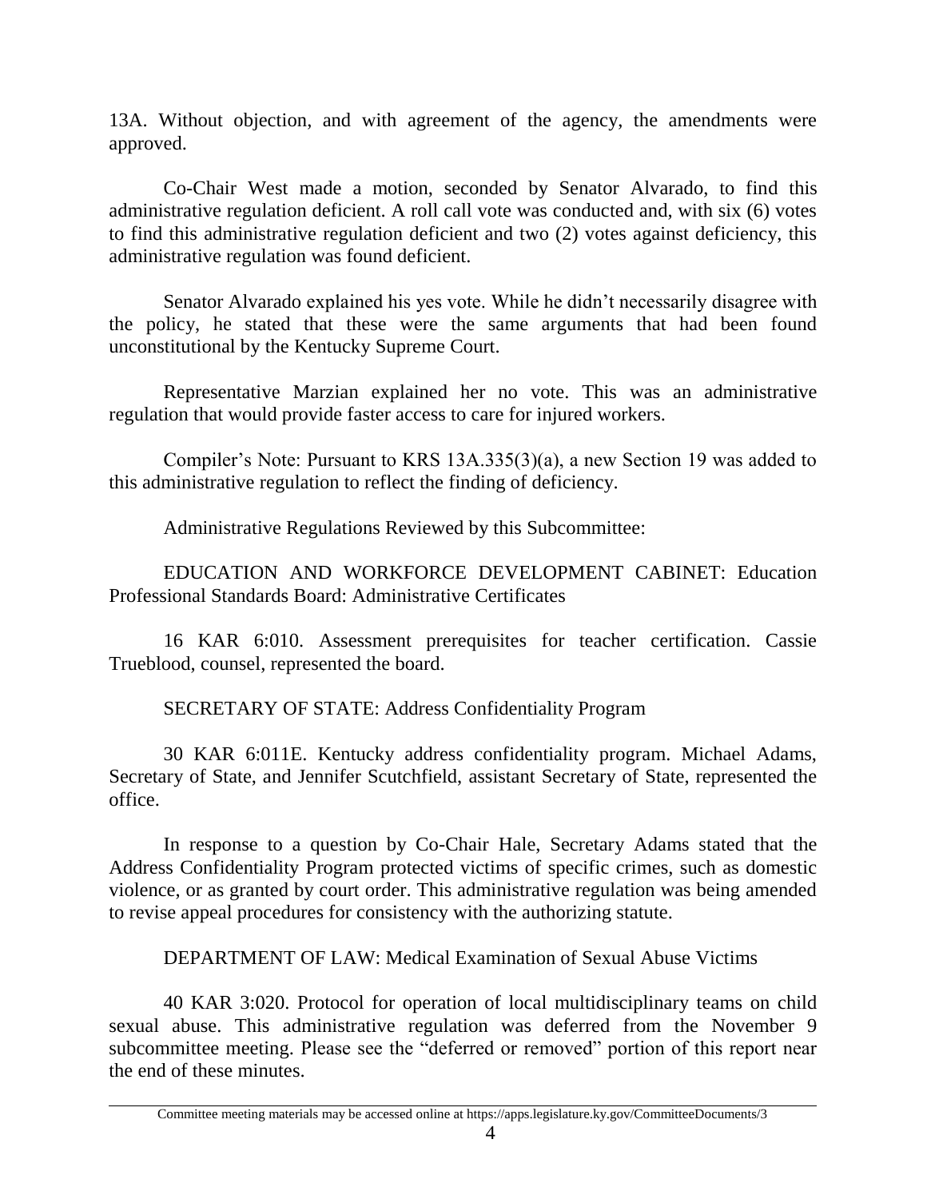13A. Without objection, and with agreement of the agency, the amendments were approved.

Co-Chair West made a motion, seconded by Senator Alvarado, to find this administrative regulation deficient. A roll call vote was conducted and, with six (6) votes to find this administrative regulation deficient and two (2) votes against deficiency, this administrative regulation was found deficient.

Senator Alvarado explained his yes vote. While he didn't necessarily disagree with the policy, he stated that these were the same arguments that had been found unconstitutional by the Kentucky Supreme Court.

Representative Marzian explained her no vote. This was an administrative regulation that would provide faster access to care for injured workers.

Compiler's Note: Pursuant to KRS 13A.335(3)(a), a new Section 19 was added to this administrative regulation to reflect the finding of deficiency.

Administrative Regulations Reviewed by this Subcommittee:

EDUCATION AND WORKFORCE DEVELOPMENT CABINET: Education Professional Standards Board: Administrative Certificates

16 KAR 6:010. Assessment prerequisites for teacher certification. Cassie Trueblood, counsel, represented the board.

SECRETARY OF STATE: Address Confidentiality Program

30 KAR 6:011E. Kentucky address confidentiality program. Michael Adams, Secretary of State, and Jennifer Scutchfield, assistant Secretary of State, represented the office.

In response to a question by Co-Chair Hale, Secretary Adams stated that the Address Confidentiality Program protected victims of specific crimes, such as domestic violence, or as granted by court order. This administrative regulation was being amended to revise appeal procedures for consistency with the authorizing statute.

DEPARTMENT OF LAW: Medical Examination of Sexual Abuse Victims

40 KAR 3:020. Protocol for operation of local multidisciplinary teams on child sexual abuse. This administrative regulation was deferred from the November 9 subcommittee meeting. Please see the "deferred or removed" portion of this report near the end of these minutes.

Committee meeting materials may be accessed online at https://apps.legislature.ky.gov/CommitteeDocuments/3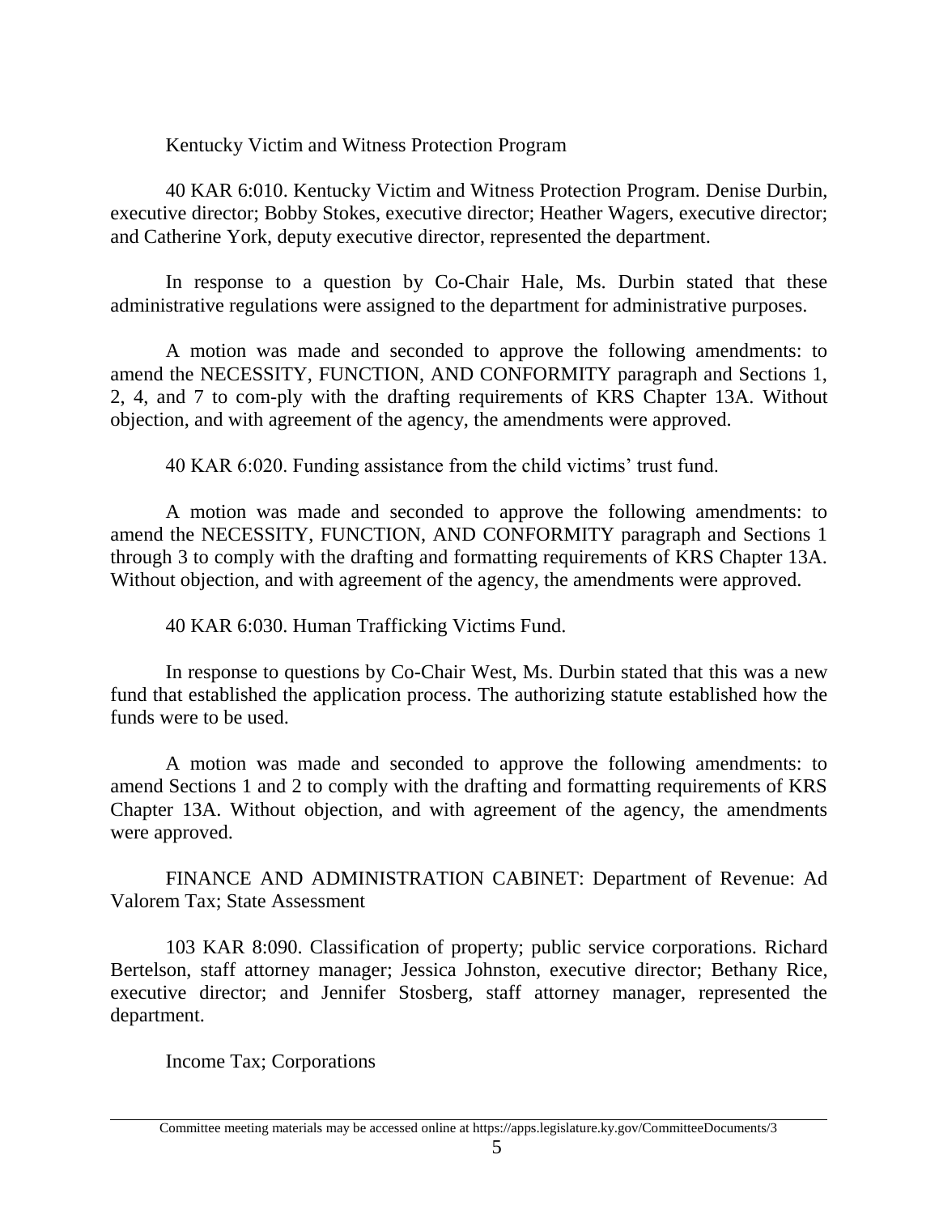Kentucky Victim and Witness Protection Program

40 KAR 6:010. Kentucky Victim and Witness Protection Program. Denise Durbin, executive director; Bobby Stokes, executive director; Heather Wagers, executive director; and Catherine York, deputy executive director, represented the department.

In response to a question by Co-Chair Hale, Ms. Durbin stated that these administrative regulations were assigned to the department for administrative purposes.

A motion was made and seconded to approve the following amendments: to amend the NECESSITY, FUNCTION, AND CONFORMITY paragraph and Sections 1, 2, 4, and 7 to com-ply with the drafting requirements of KRS Chapter 13A. Without objection, and with agreement of the agency, the amendments were approved.

40 KAR 6:020. Funding assistance from the child victims' trust fund.

A motion was made and seconded to approve the following amendments: to amend the NECESSITY, FUNCTION, AND CONFORMITY paragraph and Sections 1 through 3 to comply with the drafting and formatting requirements of KRS Chapter 13A. Without objection, and with agreement of the agency, the amendments were approved.

40 KAR 6:030. Human Trafficking Victims Fund.

In response to questions by Co-Chair West, Ms. Durbin stated that this was a new fund that established the application process. The authorizing statute established how the funds were to be used.

A motion was made and seconded to approve the following amendments: to amend Sections 1 and 2 to comply with the drafting and formatting requirements of KRS Chapter 13A. Without objection, and with agreement of the agency, the amendments were approved.

FINANCE AND ADMINISTRATION CABINET: Department of Revenue: Ad Valorem Tax; State Assessment

103 KAR 8:090. Classification of property; public service corporations. Richard Bertelson, staff attorney manager; Jessica Johnston, executive director; Bethany Rice, executive director; and Jennifer Stosberg, staff attorney manager, represented the department.

Income Tax; Corporations

Committee meeting materials may be accessed online at https://apps.legislature.ky.gov/CommitteeDocuments/3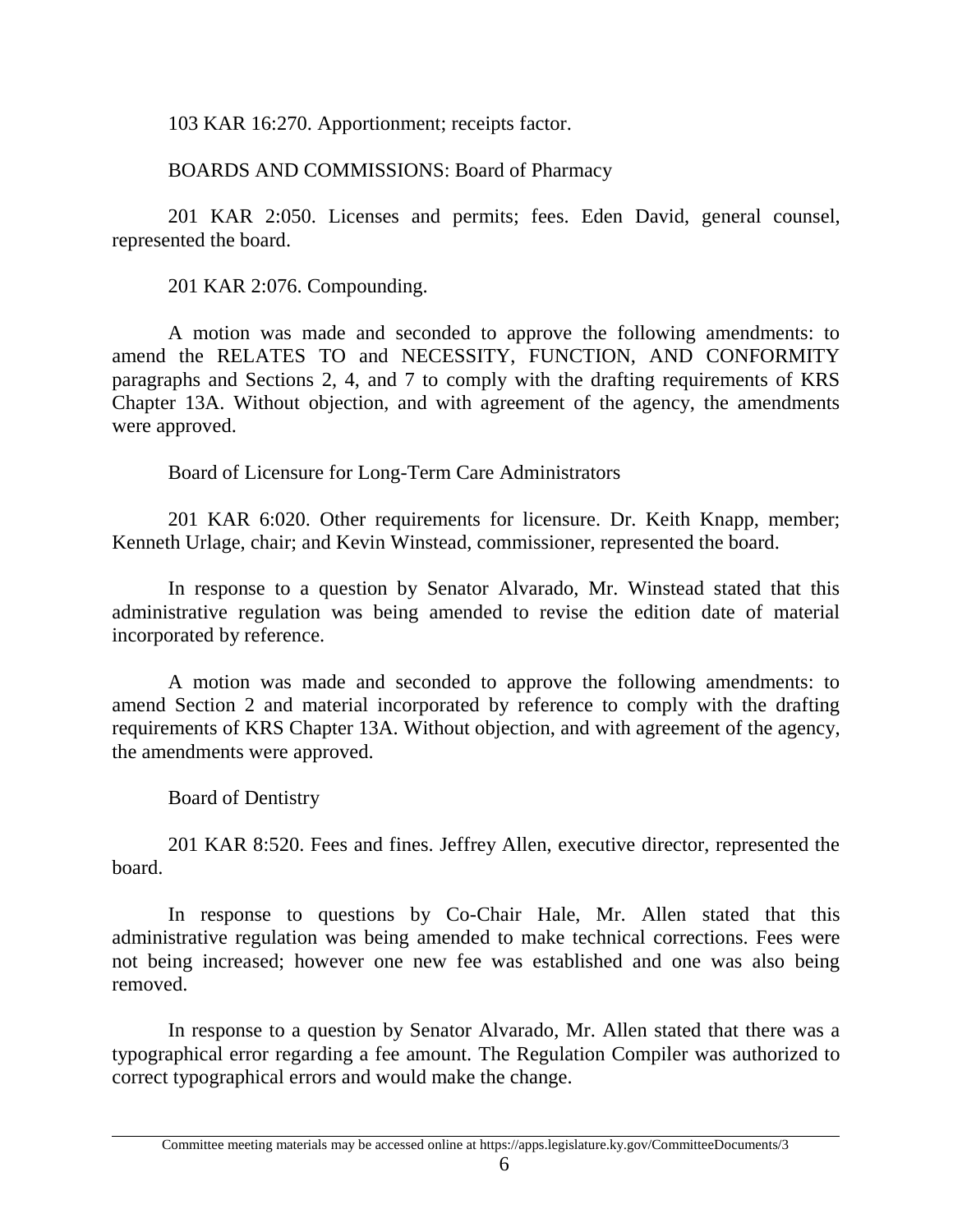103 KAR 16:270. Apportionment; receipts factor.

BOARDS AND COMMISSIONS: Board of Pharmacy

201 KAR 2:050. Licenses and permits; fees. Eden David, general counsel, represented the board.

201 KAR 2:076. Compounding.

A motion was made and seconded to approve the following amendments: to amend the RELATES TO and NECESSITY, FUNCTION, AND CONFORMITY paragraphs and Sections 2, 4, and 7 to comply with the drafting requirements of KRS Chapter 13A. Without objection, and with agreement of the agency, the amendments were approved.

Board of Licensure for Long-Term Care Administrators

201 KAR 6:020. Other requirements for licensure. Dr. Keith Knapp, member; Kenneth Urlage, chair; and Kevin Winstead, commissioner, represented the board.

In response to a question by Senator Alvarado, Mr. Winstead stated that this administrative regulation was being amended to revise the edition date of material incorporated by reference.

A motion was made and seconded to approve the following amendments: to amend Section 2 and material incorporated by reference to comply with the drafting requirements of KRS Chapter 13A. Without objection, and with agreement of the agency, the amendments were approved.

Board of Dentistry

201 KAR 8:520. Fees and fines. Jeffrey Allen, executive director, represented the board.

In response to questions by Co-Chair Hale, Mr. Allen stated that this administrative regulation was being amended to make technical corrections. Fees were not being increased; however one new fee was established and one was also being removed.

In response to a question by Senator Alvarado, Mr. Allen stated that there was a typographical error regarding a fee amount. The Regulation Compiler was authorized to correct typographical errors and would make the change.

Committee meeting materials may be accessed online at https://apps.legislature.ky.gov/CommitteeDocuments/3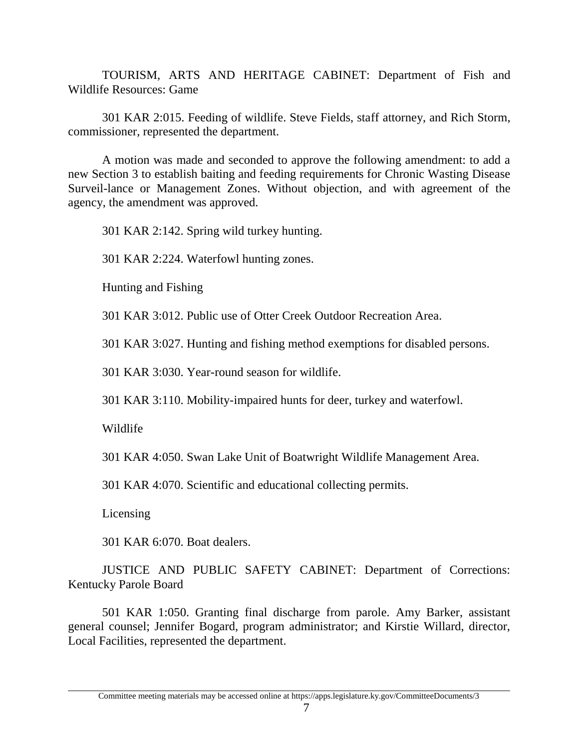TOURISM, ARTS AND HERITAGE CABINET: Department of Fish and Wildlife Resources: Game

301 KAR 2:015. Feeding of wildlife. Steve Fields, staff attorney, and Rich Storm, commissioner, represented the department.

A motion was made and seconded to approve the following amendment: to add a new Section 3 to establish baiting and feeding requirements for Chronic Wasting Disease Surveil-lance or Management Zones. Without objection, and with agreement of the agency, the amendment was approved.

301 KAR 2:142. Spring wild turkey hunting.

301 KAR 2:224. Waterfowl hunting zones.

Hunting and Fishing

301 KAR 3:012. Public use of Otter Creek Outdoor Recreation Area.

301 KAR 3:027. Hunting and fishing method exemptions for disabled persons.

301 KAR 3:030. Year-round season for wildlife.

301 KAR 3:110. Mobility-impaired hunts for deer, turkey and waterfowl.

Wildlife

301 KAR 4:050. Swan Lake Unit of Boatwright Wildlife Management Area.

301 KAR 4:070. Scientific and educational collecting permits.

Licensing

301 KAR 6:070. Boat dealers.

JUSTICE AND PUBLIC SAFETY CABINET: Department of Corrections: Kentucky Parole Board

501 KAR 1:050. Granting final discharge from parole. Amy Barker, assistant general counsel; Jennifer Bogard, program administrator; and Kirstie Willard, director, Local Facilities, represented the department.

Committee meeting materials may be accessed online at https://apps.legislature.ky.gov/CommitteeDocuments/3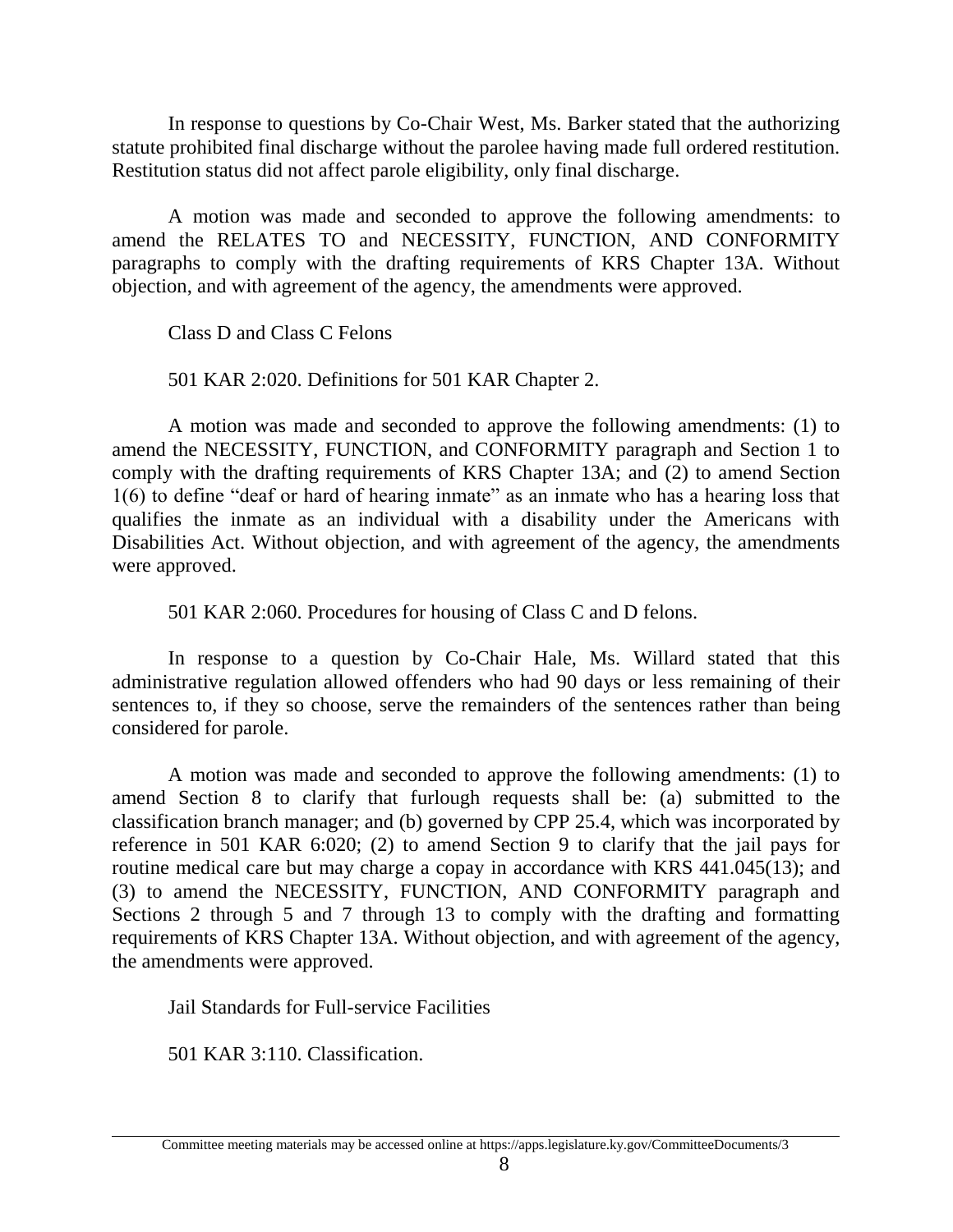In response to questions by Co-Chair West, Ms. Barker stated that the authorizing statute prohibited final discharge without the parolee having made full ordered restitution. Restitution status did not affect parole eligibility, only final discharge.

A motion was made and seconded to approve the following amendments: to amend the RELATES TO and NECESSITY, FUNCTION, AND CONFORMITY paragraphs to comply with the drafting requirements of KRS Chapter 13A. Without objection, and with agreement of the agency, the amendments were approved.

Class D and Class C Felons

501 KAR 2:020. Definitions for 501 KAR Chapter 2.

A motion was made and seconded to approve the following amendments: (1) to amend the NECESSITY, FUNCTION, and CONFORMITY paragraph and Section 1 to comply with the drafting requirements of KRS Chapter 13A; and (2) to amend Section 1(6) to define "deaf or hard of hearing inmate" as an inmate who has a hearing loss that qualifies the inmate as an individual with a disability under the Americans with Disabilities Act. Without objection, and with agreement of the agency, the amendments were approved.

501 KAR 2:060. Procedures for housing of Class C and D felons.

In response to a question by Co-Chair Hale, Ms. Willard stated that this administrative regulation allowed offenders who had 90 days or less remaining of their sentences to, if they so choose, serve the remainders of the sentences rather than being considered for parole.

A motion was made and seconded to approve the following amendments: (1) to amend Section 8 to clarify that furlough requests shall be: (a) submitted to the classification branch manager; and (b) governed by CPP 25.4, which was incorporated by reference in 501 KAR 6:020; (2) to amend Section 9 to clarify that the jail pays for routine medical care but may charge a copay in accordance with KRS 441.045(13); and (3) to amend the NECESSITY, FUNCTION, AND CONFORMITY paragraph and Sections 2 through 5 and 7 through 13 to comply with the drafting and formatting requirements of KRS Chapter 13A. Without objection, and with agreement of the agency, the amendments were approved.

Jail Standards for Full-service Facilities

501 KAR 3:110. Classification.

Committee meeting materials may be accessed online at https://apps.legislature.ky.gov/CommitteeDocuments/3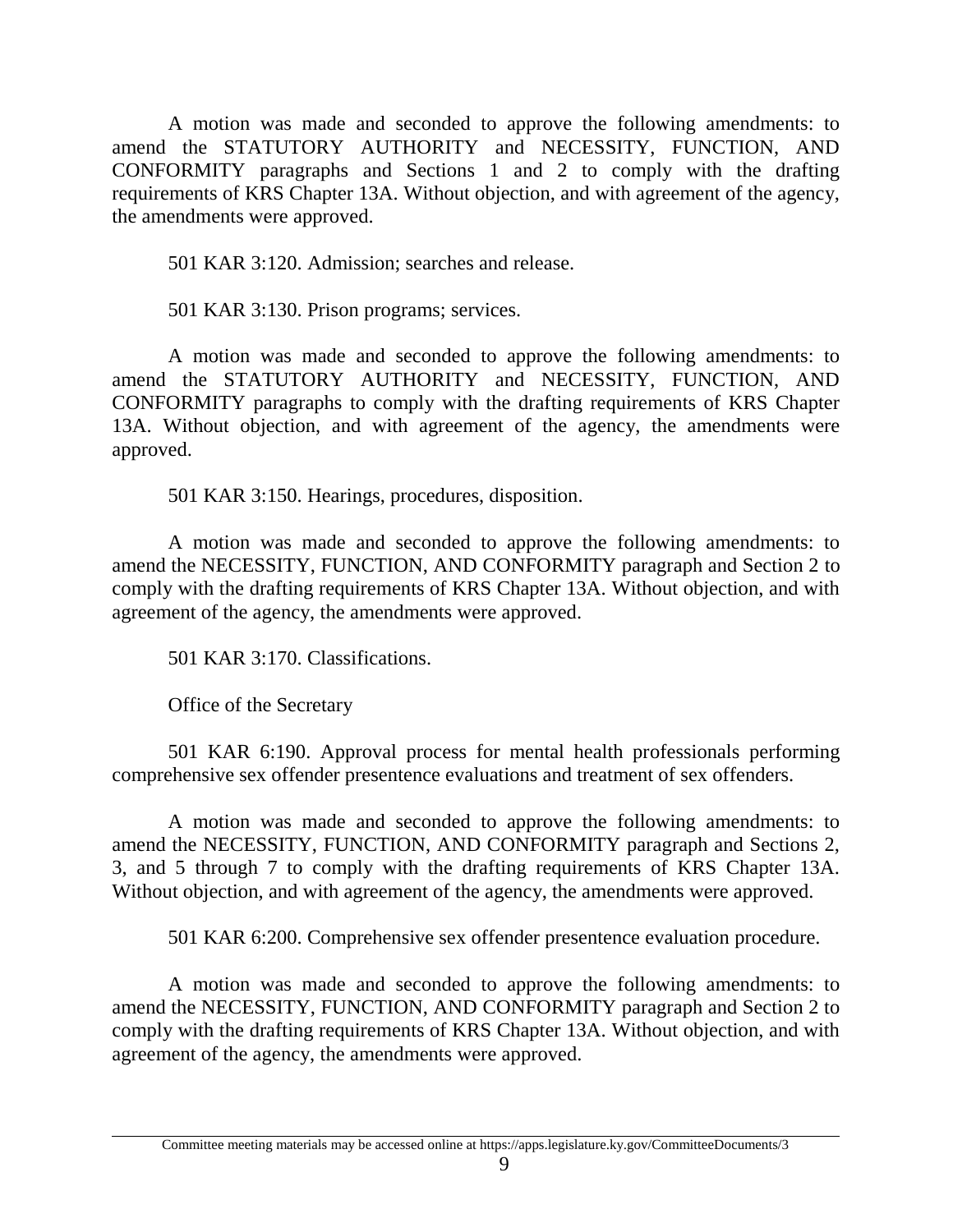A motion was made and seconded to approve the following amendments: to amend the STATUTORY AUTHORITY and NECESSITY, FUNCTION, AND CONFORMITY paragraphs and Sections 1 and 2 to comply with the drafting requirements of KRS Chapter 13A. Without objection, and with agreement of the agency, the amendments were approved.

501 KAR 3:120. Admission; searches and release.

501 KAR 3:130. Prison programs; services.

A motion was made and seconded to approve the following amendments: to amend the STATUTORY AUTHORITY and NECESSITY, FUNCTION, AND CONFORMITY paragraphs to comply with the drafting requirements of KRS Chapter 13A. Without objection, and with agreement of the agency, the amendments were approved.

501 KAR 3:150. Hearings, procedures, disposition.

A motion was made and seconded to approve the following amendments: to amend the NECESSITY, FUNCTION, AND CONFORMITY paragraph and Section 2 to comply with the drafting requirements of KRS Chapter 13A. Without objection, and with agreement of the agency, the amendments were approved.

501 KAR 3:170. Classifications.

Office of the Secretary

501 KAR 6:190. Approval process for mental health professionals performing comprehensive sex offender presentence evaluations and treatment of sex offenders.

A motion was made and seconded to approve the following amendments: to amend the NECESSITY, FUNCTION, AND CONFORMITY paragraph and Sections 2, 3, and 5 through 7 to comply with the drafting requirements of KRS Chapter 13A. Without objection, and with agreement of the agency, the amendments were approved.

501 KAR 6:200. Comprehensive sex offender presentence evaluation procedure.

A motion was made and seconded to approve the following amendments: to amend the NECESSITY, FUNCTION, AND CONFORMITY paragraph and Section 2 to comply with the drafting requirements of KRS Chapter 13A. Without objection, and with agreement of the agency, the amendments were approved.

Committee meeting materials may be accessed online at https://apps.legislature.ky.gov/CommitteeDocuments/3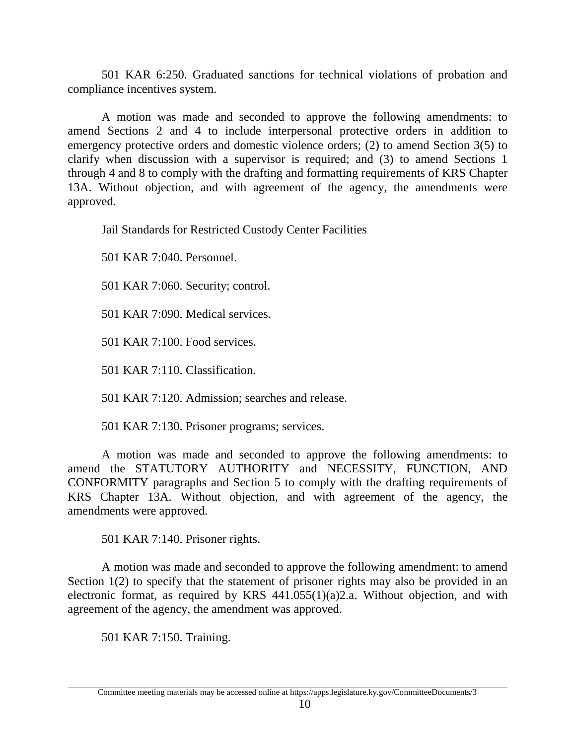501 KAR 6:250. Graduated sanctions for technical violations of probation and compliance incentives system.

A motion was made and seconded to approve the following amendments: to amend Sections 2 and 4 to include interpersonal protective orders in addition to emergency protective orders and domestic violence orders; (2) to amend Section 3(5) to clarify when discussion with a supervisor is required; and (3) to amend Sections 1 through 4 and 8 to comply with the drafting and formatting requirements of KRS Chapter 13A. Without objection, and with agreement of the agency, the amendments were approved.

Jail Standards for Restricted Custody Center Facilities

501 KAR 7:040. Personnel.

501 KAR 7:060. Security; control.

501 KAR 7:090. Medical services.

501 KAR 7:100. Food services.

501 KAR 7:110. Classification.

501 KAR 7:120. Admission; searches and release.

501 KAR 7:130. Prisoner programs; services.

A motion was made and seconded to approve the following amendments: to amend the STATUTORY AUTHORITY and NECESSITY, FUNCTION, AND CONFORMITY paragraphs and Section 5 to comply with the drafting requirements of KRS Chapter 13A. Without objection, and with agreement of the agency, the amendments were approved.

501 KAR 7:140. Prisoner rights.

A motion was made and seconded to approve the following amendment: to amend Section 1(2) to specify that the statement of prisoner rights may also be provided in an electronic format, as required by KRS 441.055(1)(a)2.a. Without objection, and with agreement of the agency, the amendment was approved.

501 KAR 7:150. Training.

Committee meeting materials may be accessed online at https://apps.legislature.ky.gov/CommitteeDocuments/3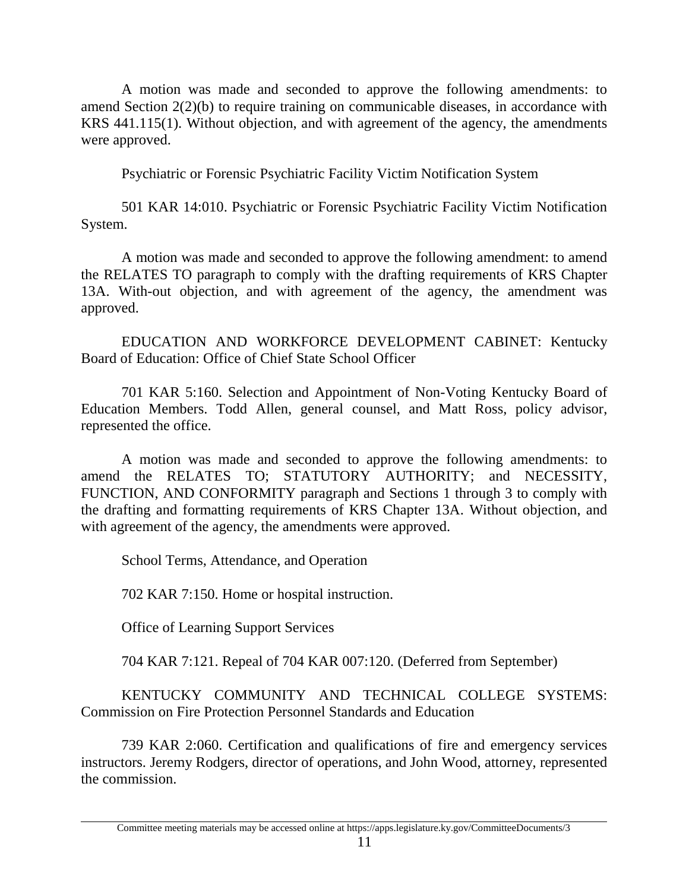A motion was made and seconded to approve the following amendments: to amend Section 2(2)(b) to require training on communicable diseases, in accordance with KRS 441.115(1). Without objection, and with agreement of the agency, the amendments were approved.

Psychiatric or Forensic Psychiatric Facility Victim Notification System

501 KAR 14:010. Psychiatric or Forensic Psychiatric Facility Victim Notification System.

A motion was made and seconded to approve the following amendment: to amend the RELATES TO paragraph to comply with the drafting requirements of KRS Chapter 13A. With-out objection, and with agreement of the agency, the amendment was approved.

EDUCATION AND WORKFORCE DEVELOPMENT CABINET: Kentucky Board of Education: Office of Chief State School Officer

701 KAR 5:160. Selection and Appointment of Non-Voting Kentucky Board of Education Members. Todd Allen, general counsel, and Matt Ross, policy advisor, represented the office.

A motion was made and seconded to approve the following amendments: to amend the RELATES TO; STATUTORY AUTHORITY; and NECESSITY, FUNCTION, AND CONFORMITY paragraph and Sections 1 through 3 to comply with the drafting and formatting requirements of KRS Chapter 13A. Without objection, and with agreement of the agency, the amendments were approved.

School Terms, Attendance, and Operation

702 KAR 7:150. Home or hospital instruction.

Office of Learning Support Services

704 KAR 7:121. Repeal of 704 KAR 007:120. (Deferred from September)

KENTUCKY COMMUNITY AND TECHNICAL COLLEGE SYSTEMS: Commission on Fire Protection Personnel Standards and Education

739 KAR 2:060. Certification and qualifications of fire and emergency services instructors. Jeremy Rodgers, director of operations, and John Wood, attorney, represented the commission.

Committee meeting materials may be accessed online at https://apps.legislature.ky.gov/CommitteeDocuments/3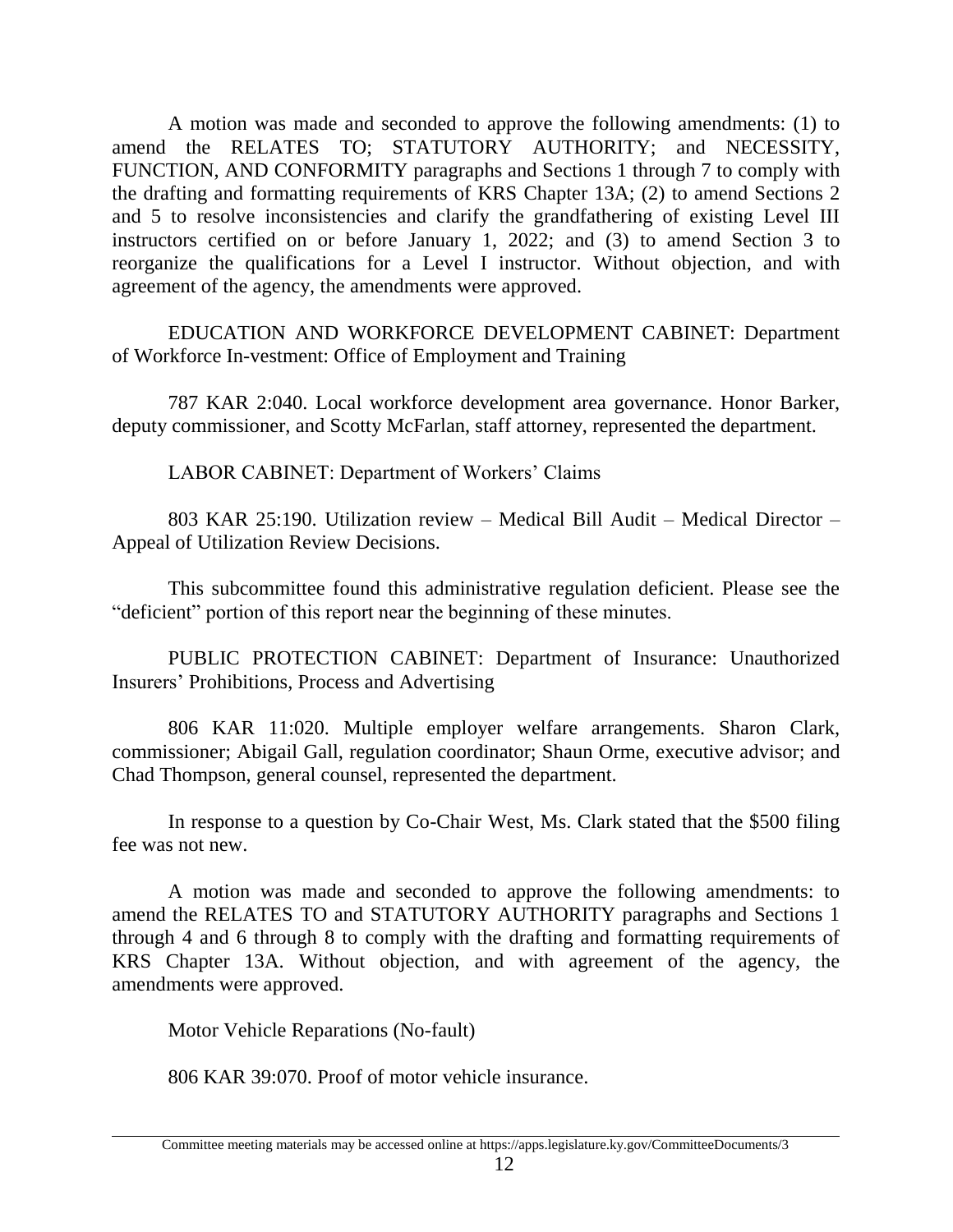A motion was made and seconded to approve the following amendments: (1) to amend the RELATES TO; STATUTORY AUTHORITY; and NECESSITY, FUNCTION, AND CONFORMITY paragraphs and Sections 1 through 7 to comply with the drafting and formatting requirements of KRS Chapter 13A; (2) to amend Sections 2 and 5 to resolve inconsistencies and clarify the grandfathering of existing Level III instructors certified on or before January 1, 2022; and (3) to amend Section 3 to reorganize the qualifications for a Level I instructor. Without objection, and with agreement of the agency, the amendments were approved.

EDUCATION AND WORKFORCE DEVELOPMENT CABINET: Department of Workforce In-vestment: Office of Employment and Training

787 KAR 2:040. Local workforce development area governance. Honor Barker, deputy commissioner, and Scotty McFarlan, staff attorney, represented the department.

LABOR CABINET: Department of Workers' Claims

803 KAR 25:190. Utilization review – Medical Bill Audit – Medical Director – Appeal of Utilization Review Decisions.

This subcommittee found this administrative regulation deficient. Please see the "deficient" portion of this report near the beginning of these minutes.

PUBLIC PROTECTION CABINET: Department of Insurance: Unauthorized Insurers' Prohibitions, Process and Advertising

806 KAR 11:020. Multiple employer welfare arrangements. Sharon Clark, commissioner; Abigail Gall, regulation coordinator; Shaun Orme, executive advisor; and Chad Thompson, general counsel, represented the department.

In response to a question by Co-Chair West, Ms. Clark stated that the $500 filing fee was not new.

A motion was made and seconded to approve the following amendments: to amend the RELATES TO and STATUTORY AUTHORITY paragraphs and Sections 1 through 4 and 6 through 8 to comply with the drafting and formatting requirements of KRS Chapter 13A. Without objection, and with agreement of the agency, the amendments were approved.

Motor Vehicle Reparations (No-fault)

806 KAR 39:070. Proof of motor vehicle insurance.

Committee meeting materials may be accessed online at https://apps.legislature.ky.gov/CommitteeDocuments/3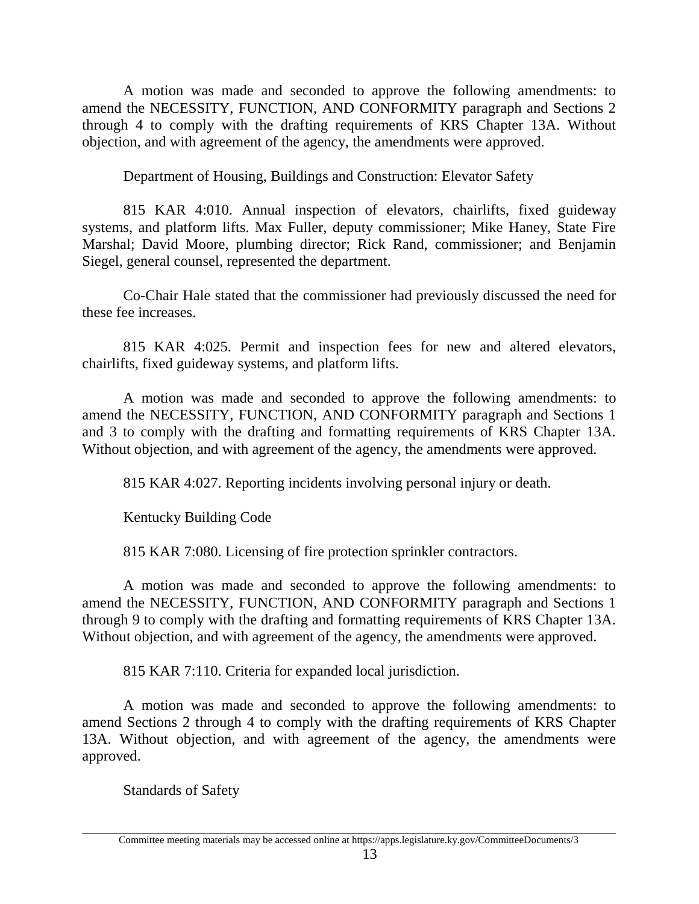A motion was made and seconded to approve the following amendments: to amend the NECESSITY, FUNCTION, AND CONFORMITY paragraph and Sections 2 through 4 to comply with the drafting requirements of KRS Chapter 13A. Without objection, and with agreement of the agency, the amendments were approved.

Department of Housing, Buildings and Construction: Elevator Safety

815 KAR 4:010. Annual inspection of elevators, chairlifts, fixed guideway systems, and platform lifts. Max Fuller, deputy commissioner; Mike Haney, State Fire Marshal; David Moore, plumbing director; Rick Rand, commissioner; and Benjamin Siegel, general counsel, represented the department.

Co-Chair Hale stated that the commissioner had previously discussed the need for these fee increases.

815 KAR 4:025. Permit and inspection fees for new and altered elevators, chairlifts, fixed guideway systems, and platform lifts.

A motion was made and seconded to approve the following amendments: to amend the NECESSITY, FUNCTION, AND CONFORMITY paragraph and Sections 1 and 3 to comply with the drafting and formatting requirements of KRS Chapter 13A. Without objection, and with agreement of the agency, the amendments were approved.

815 KAR 4:027. Reporting incidents involving personal injury or death.

Kentucky Building Code

815 KAR 7:080. Licensing of fire protection sprinkler contractors.

A motion was made and seconded to approve the following amendments: to amend the NECESSITY, FUNCTION, AND CONFORMITY paragraph and Sections 1 through 9 to comply with the drafting and formatting requirements of KRS Chapter 13A. Without objection, and with agreement of the agency, the amendments were approved.

815 KAR 7:110. Criteria for expanded local jurisdiction.

A motion was made and seconded to approve the following amendments: to amend Sections 2 through 4 to comply with the drafting requirements of KRS Chapter 13A. Without objection, and with agreement of the agency, the amendments were approved.

Standards of Safety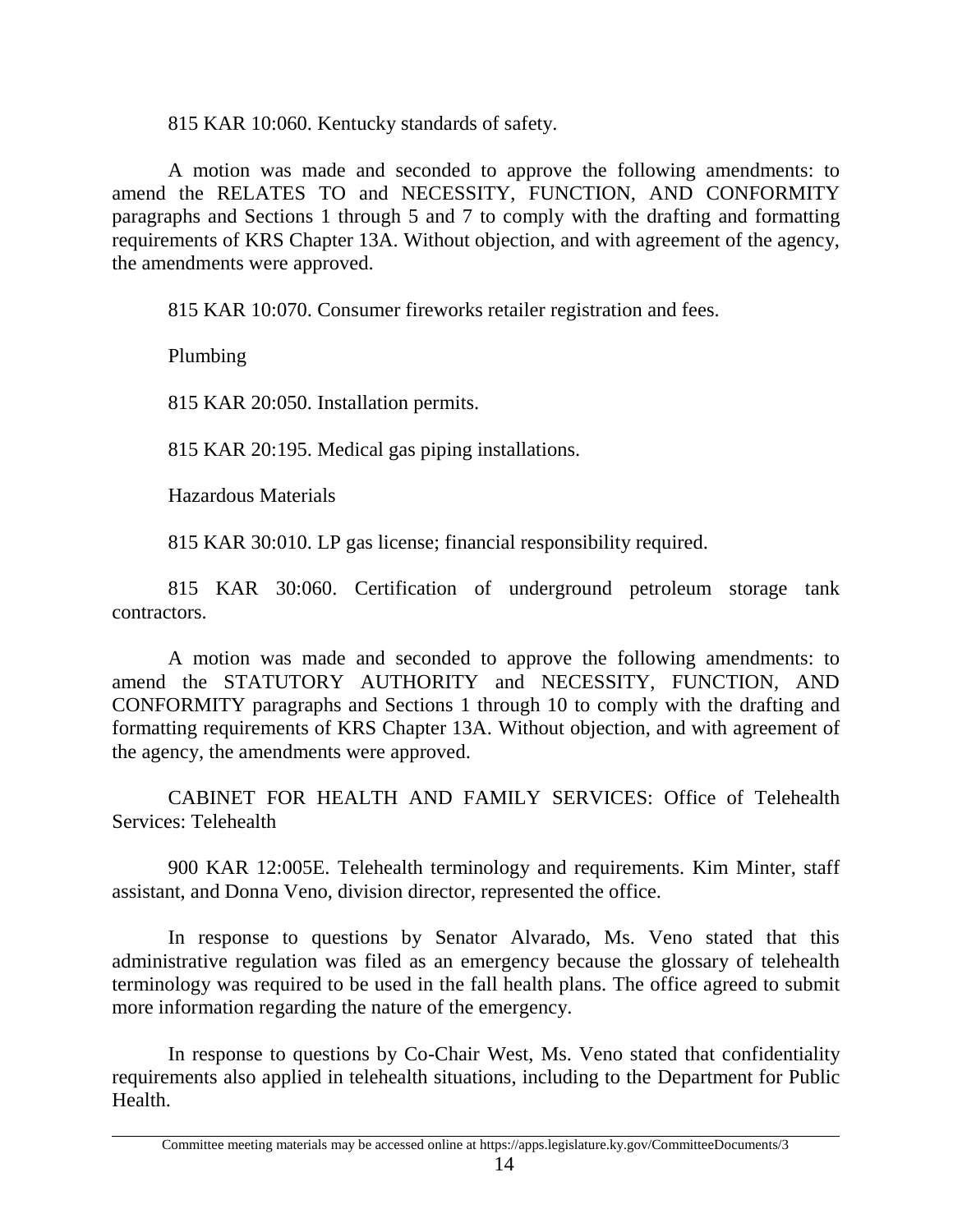815 KAR 10:060. Kentucky standards of safety.

A motion was made and seconded to approve the following amendments: to amend the RELATES TO and NECESSITY, FUNCTION, AND CONFORMITY paragraphs and Sections 1 through 5 and 7 to comply with the drafting and formatting requirements of KRS Chapter 13A. Without objection, and with agreement of the agency, the amendments were approved.

815 KAR 10:070. Consumer fireworks retailer registration and fees.

Plumbing

815 KAR 20:050. Installation permits.

815 KAR 20:195. Medical gas piping installations.

Hazardous Materials

815 KAR 30:010. LP gas license; financial responsibility required.

815 KAR 30:060. Certification of underground petroleum storage tank contractors.

A motion was made and seconded to approve the following amendments: to amend the STATUTORY AUTHORITY and NECESSITY, FUNCTION, AND CONFORMITY paragraphs and Sections 1 through 10 to comply with the drafting and formatting requirements of KRS Chapter 13A. Without objection, and with agreement of the agency, the amendments were approved.

CABINET FOR HEALTH AND FAMILY SERVICES: Office of Telehealth Services: Telehealth

900 KAR 12:005E. Telehealth terminology and requirements. Kim Minter, staff assistant, and Donna Veno, division director, represented the office.

In response to questions by Senator Alvarado, Ms. Veno stated that this administrative regulation was filed as an emergency because the glossary of telehealth terminology was required to be used in the fall health plans. The office agreed to submit more information regarding the nature of the emergency.

In response to questions by Co-Chair West, Ms. Veno stated that confidentiality requirements also applied in telehealth situations, including to the Department for Public Health.

Committee meeting materials may be accessed online at https://apps.legislature.ky.gov/CommitteeDocuments/3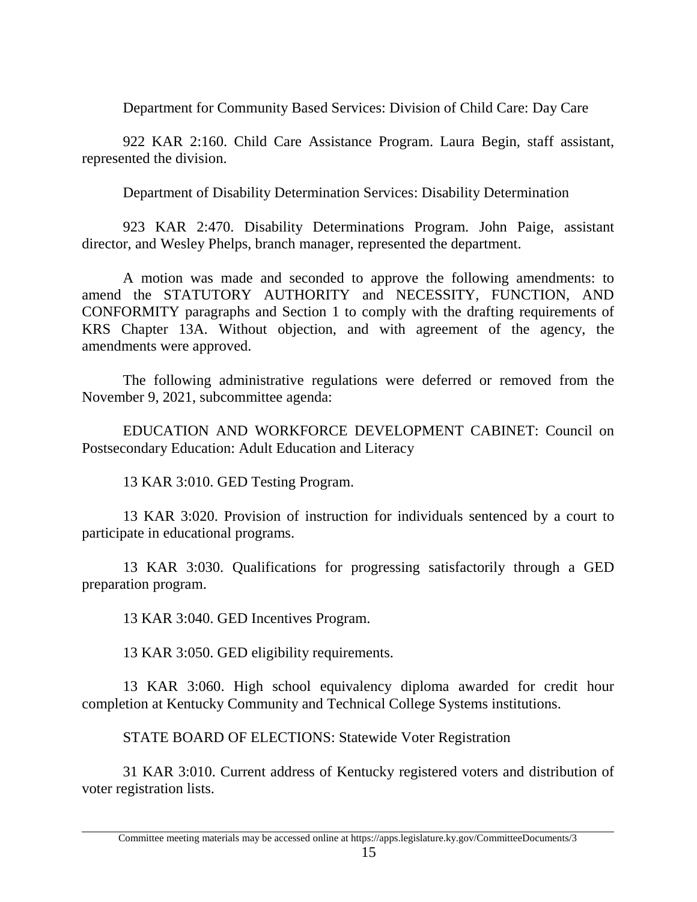Department for Community Based Services: Division of Child Care: Day Care

922 KAR 2:160. Child Care Assistance Program. Laura Begin, staff assistant, represented the division.

Department of Disability Determination Services: Disability Determination

923 KAR 2:470. Disability Determinations Program. John Paige, assistant director, and Wesley Phelps, branch manager, represented the department.

A motion was made and seconded to approve the following amendments: to amend the STATUTORY AUTHORITY and NECESSITY, FUNCTION, AND CONFORMITY paragraphs and Section 1 to comply with the drafting requirements of KRS Chapter 13A. Without objection, and with agreement of the agency, the amendments were approved.

The following administrative regulations were deferred or removed from the November 9, 2021, subcommittee agenda:

EDUCATION AND WORKFORCE DEVELOPMENT CABINET: Council on Postsecondary Education: Adult Education and Literacy

13 KAR 3:010. GED Testing Program.

13 KAR 3:020. Provision of instruction for individuals sentenced by a court to participate in educational programs.

13 KAR 3:030. Qualifications for progressing satisfactorily through a GED preparation program.

13 KAR 3:040. GED Incentives Program.

13 KAR 3:050. GED eligibility requirements.

13 KAR 3:060. High school equivalency diploma awarded for credit hour completion at Kentucky Community and Technical College Systems institutions.

STATE BOARD OF ELECTIONS: Statewide Voter Registration

31 KAR 3:010. Current address of Kentucky registered voters and distribution of voter registration lists.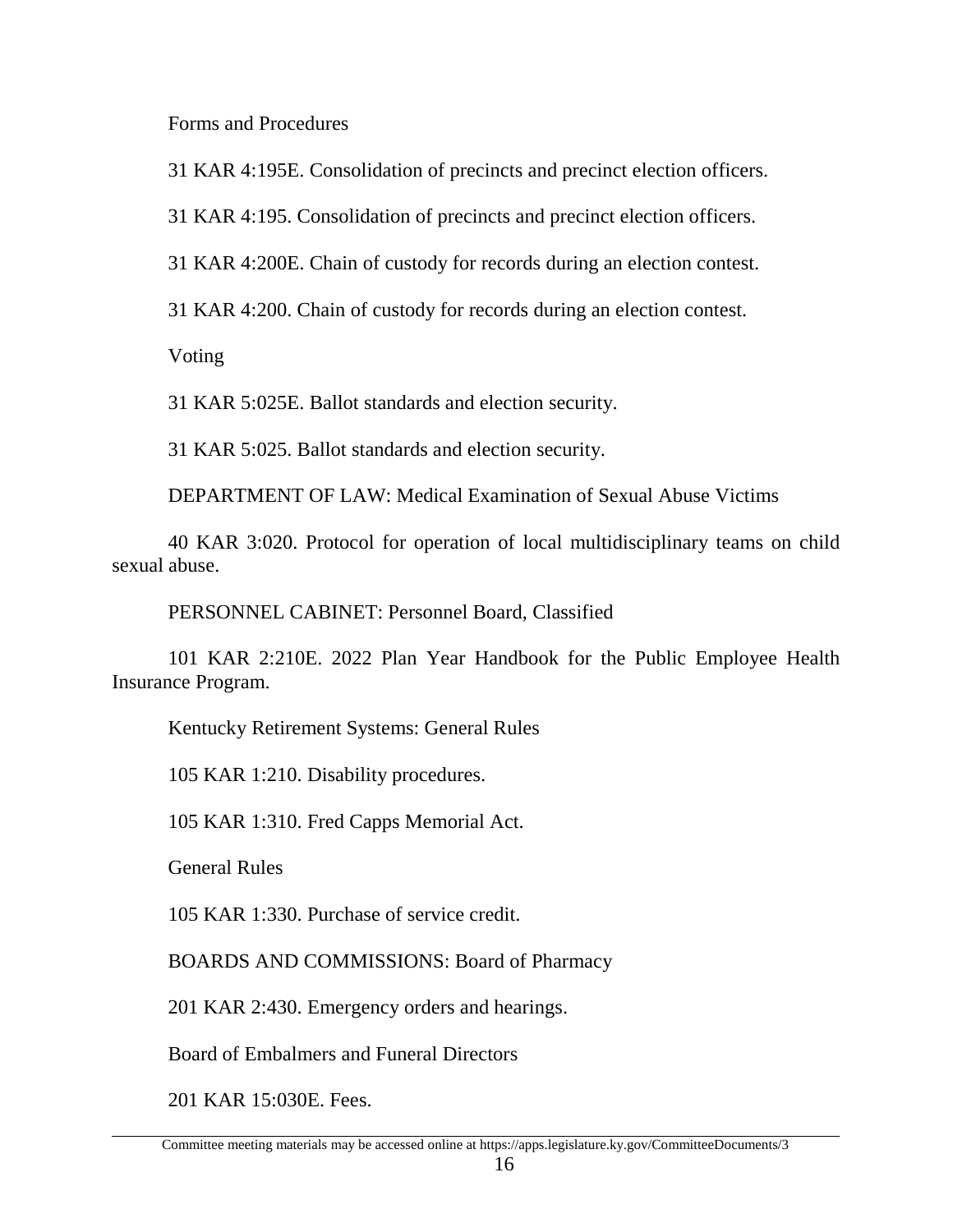Forms and Procedures

31 KAR 4:195E. Consolidation of precincts and precinct election officers.

31 KAR 4:195. Consolidation of precincts and precinct election officers.

31 KAR 4:200E. Chain of custody for records during an election contest.

31 KAR 4:200. Chain of custody for records during an election contest.

Voting

31 KAR 5:025E. Ballot standards and election security.

31 KAR 5:025. Ballot standards and election security.

DEPARTMENT OF LAW: Medical Examination of Sexual Abuse Victims

40 KAR 3:020. Protocol for operation of local multidisciplinary teams on child sexual abuse.

PERSONNEL CABINET: Personnel Board, Classified

101 KAR 2:210E. 2022 Plan Year Handbook for the Public Employee Health Insurance Program.

Kentucky Retirement Systems: General Rules

105 KAR 1:210. Disability procedures.

105 KAR 1:310. Fred Capps Memorial Act.

General Rules

105 KAR 1:330. Purchase of service credit.

BOARDS AND COMMISSIONS: Board of Pharmacy

201 KAR 2:430. Emergency orders and hearings.

Board of Embalmers and Funeral Directors

201 KAR 15:030E. Fees.

Committee meeting materials may be accessed online at https://apps.legislature.ky.gov/CommitteeDocuments/3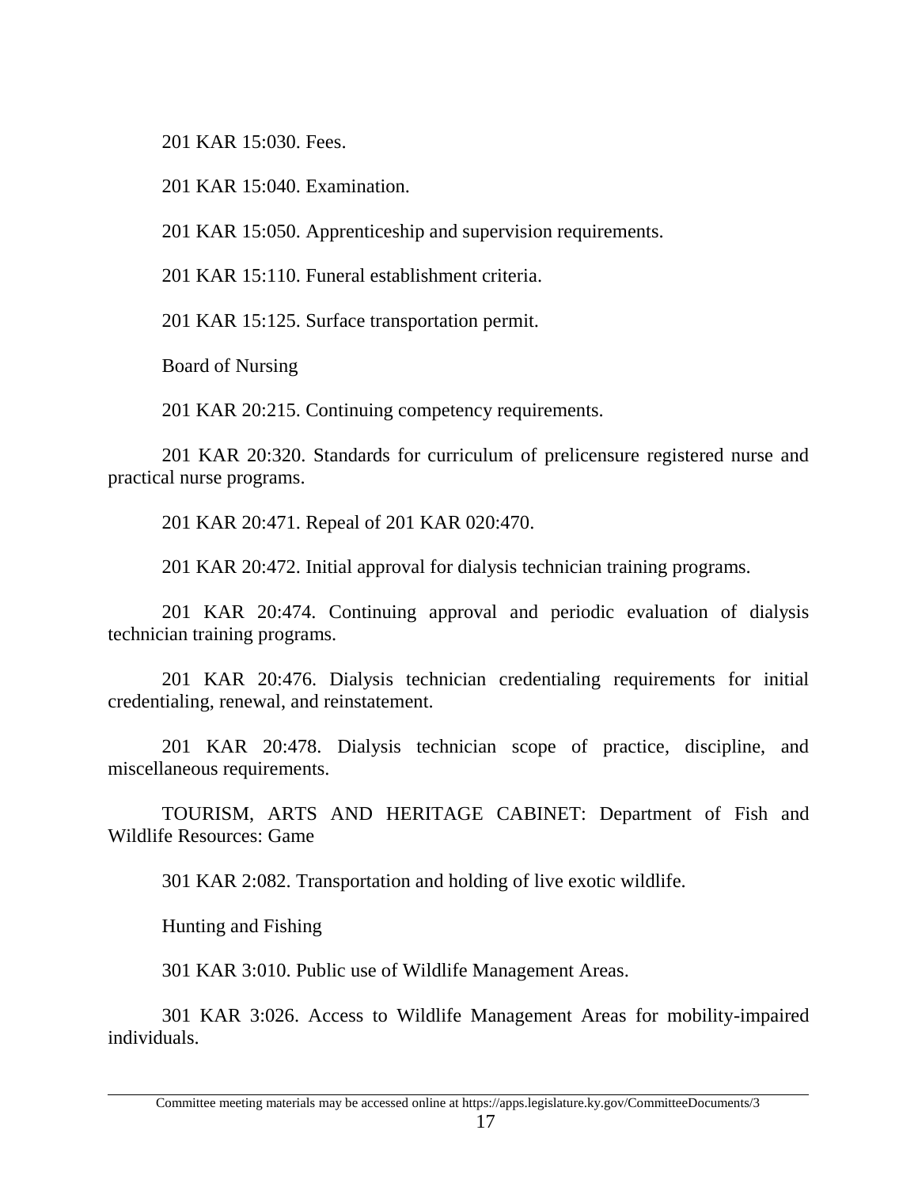201 KAR 15:030. Fees.

201 KAR 15:040. Examination.

201 KAR 15:050. Apprenticeship and supervision requirements.

201 KAR 15:110. Funeral establishment criteria.

201 KAR 15:125. Surface transportation permit.

Board of Nursing

201 KAR 20:215. Continuing competency requirements.

201 KAR 20:320. Standards for curriculum of prelicensure registered nurse and practical nurse programs.

201 KAR 20:471. Repeal of 201 KAR 020:470.

201 KAR 20:472. Initial approval for dialysis technician training programs.

201 KAR 20:474. Continuing approval and periodic evaluation of dialysis technician training programs.

201 KAR 20:476. Dialysis technician credentialing requirements for initial credentialing, renewal, and reinstatement.

201 KAR 20:478. Dialysis technician scope of practice, discipline, and miscellaneous requirements.

TOURISM, ARTS AND HERITAGE CABINET: Department of Fish and Wildlife Resources: Game

301 KAR 2:082. Transportation and holding of live exotic wildlife.

Hunting and Fishing

301 KAR 3:010. Public use of Wildlife Management Areas.

301 KAR 3:026. Access to Wildlife Management Areas for mobility-impaired individuals.

Committee meeting materials may be accessed online at https://apps.legislature.ky.gov/CommitteeDocuments/3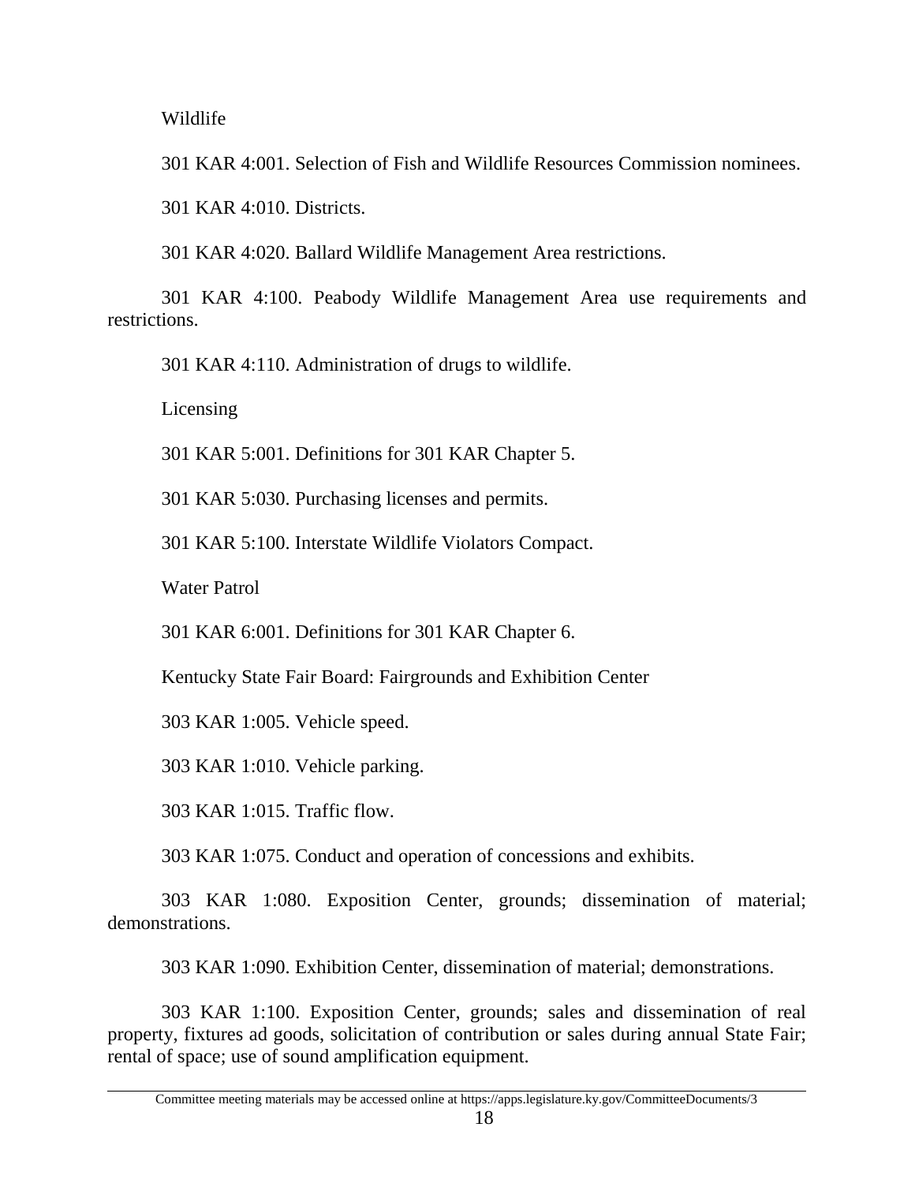Wildlife

301 KAR 4:001. Selection of Fish and Wildlife Resources Commission nominees.

301 KAR 4:010. Districts.

301 KAR 4:020. Ballard Wildlife Management Area restrictions.

301 KAR 4:100. Peabody Wildlife Management Area use requirements and restrictions.

301 KAR 4:110. Administration of drugs to wildlife.

Licensing

301 KAR 5:001. Definitions for 301 KAR Chapter 5.

301 KAR 5:030. Purchasing licenses and permits.

301 KAR 5:100. Interstate Wildlife Violators Compact.

Water Patrol

301 KAR 6:001. Definitions for 301 KAR Chapter 6.

Kentucky State Fair Board: Fairgrounds and Exhibition Center

303 KAR 1:005. Vehicle speed.

303 KAR 1:010. Vehicle parking.

303 KAR 1:015. Traffic flow.

303 KAR 1:075. Conduct and operation of concessions and exhibits.

303 KAR 1:080. Exposition Center, grounds; dissemination of material; demonstrations.

303 KAR 1:090. Exhibition Center, dissemination of material; demonstrations.

303 KAR 1:100. Exposition Center, grounds; sales and dissemination of real property, fixtures ad goods, solicitation of contribution or sales during annual State Fair; rental of space; use of sound amplification equipment.

Committee meeting materials may be accessed online at https://apps.legislature.ky.gov/CommitteeDocuments/3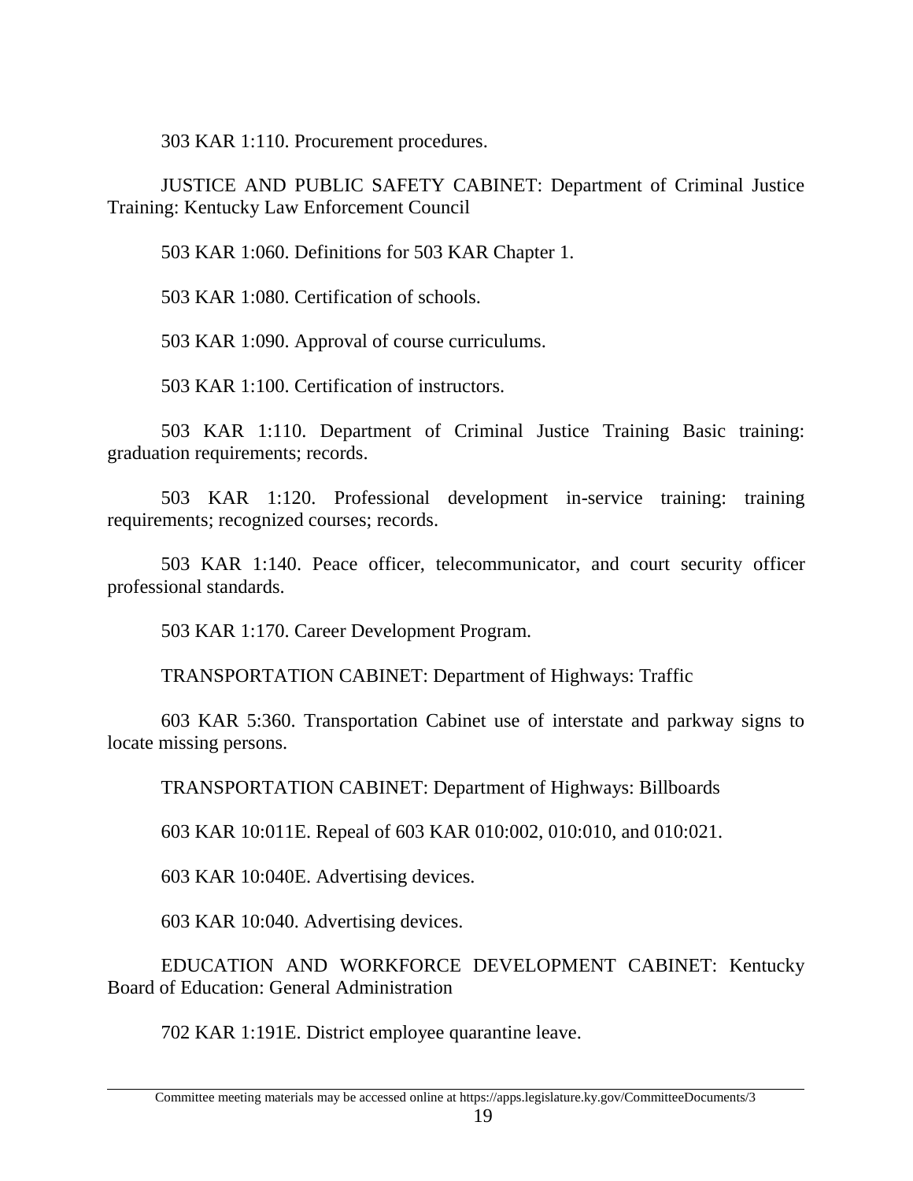303 KAR 1:110. Procurement procedures.

JUSTICE AND PUBLIC SAFETY CABINET: Department of Criminal Justice Training: Kentucky Law Enforcement Council

503 KAR 1:060. Definitions for 503 KAR Chapter 1.

503 KAR 1:080. Certification of schools.

503 KAR 1:090. Approval of course curriculums.

503 KAR 1:100. Certification of instructors.

503 KAR 1:110. Department of Criminal Justice Training Basic training: graduation requirements; records.

503 KAR 1:120. Professional development in-service training: training requirements; recognized courses; records.

503 KAR 1:140. Peace officer, telecommunicator, and court security officer professional standards.

503 KAR 1:170. Career Development Program.

TRANSPORTATION CABINET: Department of Highways: Traffic

603 KAR 5:360. Transportation Cabinet use of interstate and parkway signs to locate missing persons.

TRANSPORTATION CABINET: Department of Highways: Billboards

603 KAR 10:011E. Repeal of 603 KAR 010:002, 010:010, and 010:021.

603 KAR 10:040E. Advertising devices.

603 KAR 10:040. Advertising devices.

EDUCATION AND WORKFORCE DEVELOPMENT CABINET: Kentucky Board of Education: General Administration

702 KAR 1:191E. District employee quarantine leave.

Committee meeting materials may be accessed online at https://apps.legislature.ky.gov/CommitteeDocuments/3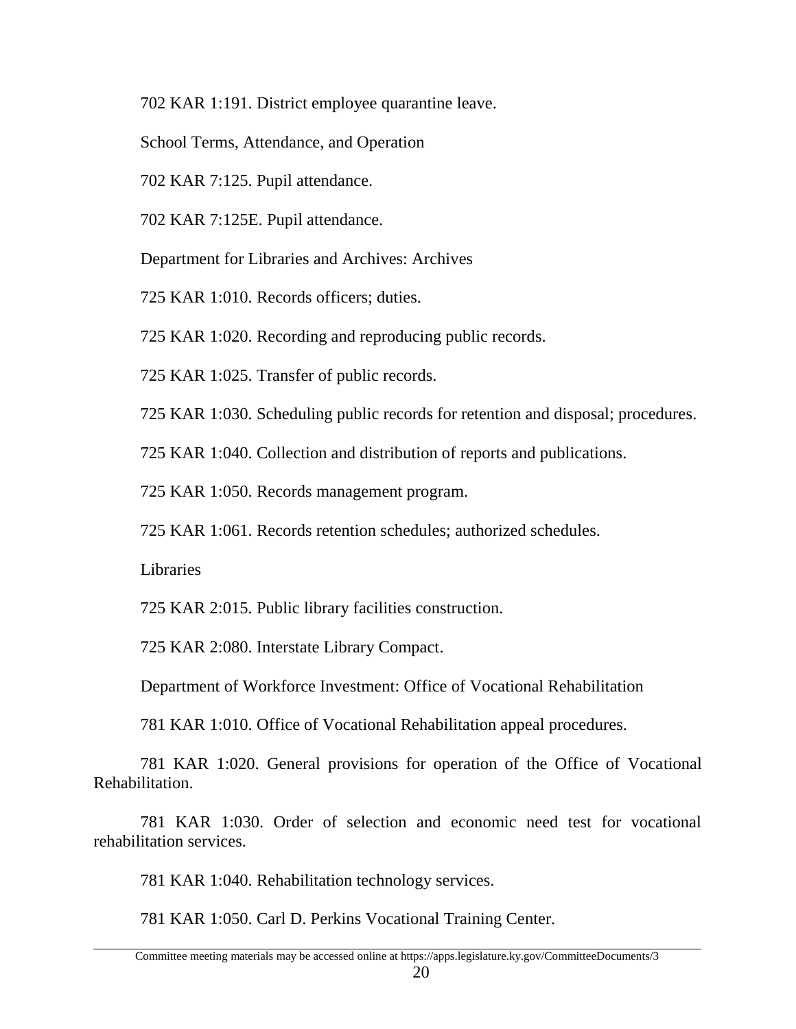702 KAR 1:191. District employee quarantine leave.

School Terms, Attendance, and Operation

702 KAR 7:125. Pupil attendance.

702 KAR 7:125E. Pupil attendance.

Department for Libraries and Archives: Archives

725 KAR 1:010. Records officers; duties.

725 KAR 1:020. Recording and reproducing public records.

725 KAR 1:025. Transfer of public records.

725 KAR 1:030. Scheduling public records for retention and disposal; procedures.

725 KAR 1:040. Collection and distribution of reports and publications.

725 KAR 1:050. Records management program.

725 KAR 1:061. Records retention schedules; authorized schedules.

Libraries

725 KAR 2:015. Public library facilities construction.

725 KAR 2:080. Interstate Library Compact.

Department of Workforce Investment: Office of Vocational Rehabilitation

781 KAR 1:010. Office of Vocational Rehabilitation appeal procedures.

781 KAR 1:020. General provisions for operation of the Office of Vocational Rehabilitation.

781 KAR 1:030. Order of selection and economic need test for vocational rehabilitation services.

781 KAR 1:040. Rehabilitation technology services.

781 KAR 1:050. Carl D. Perkins Vocational Training Center.

Committee meeting materials may be accessed online at https://apps.legislature.ky.gov/CommitteeDocuments/3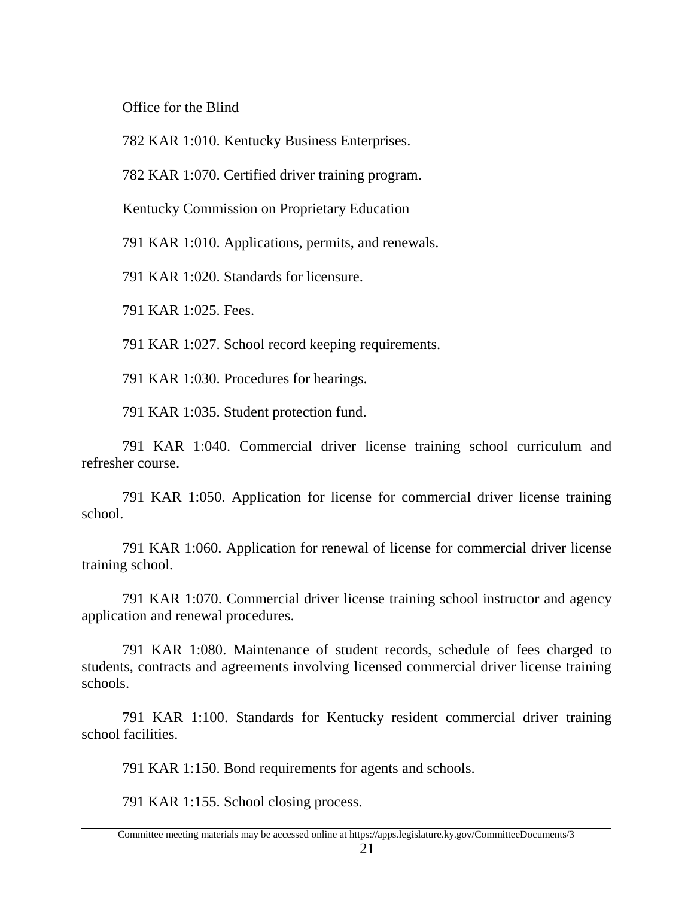Office for the Blind

782 KAR 1:010. Kentucky Business Enterprises.

782 KAR 1:070. Certified driver training program.

Kentucky Commission on Proprietary Education

791 KAR 1:010. Applications, permits, and renewals.

791 KAR 1:020. Standards for licensure.

791 KAR 1:025. Fees.

791 KAR 1:027. School record keeping requirements.

791 KAR 1:030. Procedures for hearings.

791 KAR 1:035. Student protection fund.

791 KAR 1:040. Commercial driver license training school curriculum and refresher course.

791 KAR 1:050. Application for license for commercial driver license training school.

791 KAR 1:060. Application for renewal of license for commercial driver license training school.

791 KAR 1:070. Commercial driver license training school instructor and agency application and renewal procedures.

791 KAR 1:080. Maintenance of student records, schedule of fees charged to students, contracts and agreements involving licensed commercial driver license training schools.

791 KAR 1:100. Standards for Kentucky resident commercial driver training school facilities.

791 KAR 1:150. Bond requirements for agents and schools.

791 KAR 1:155. School closing process.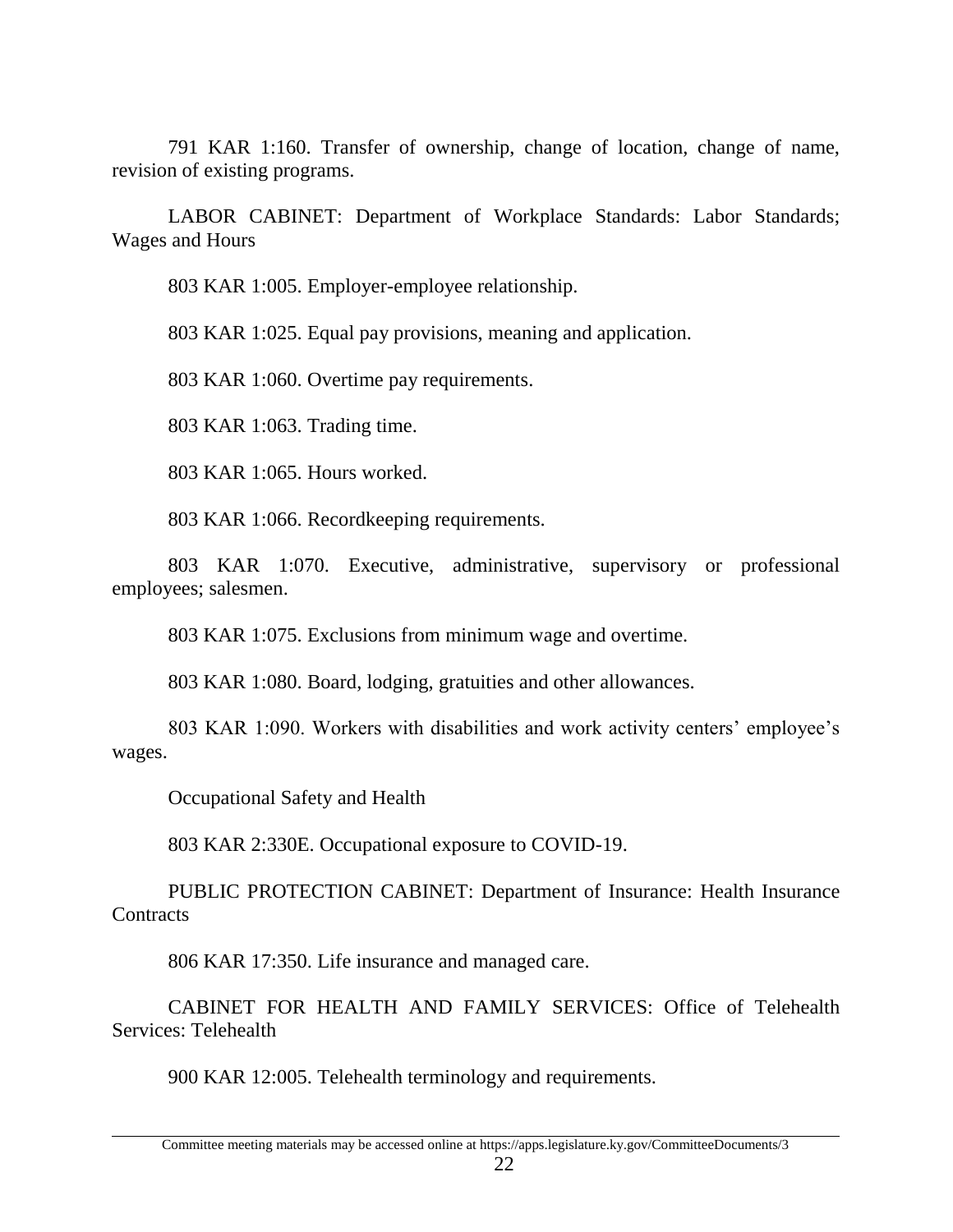791 KAR 1:160. Transfer of ownership, change of location, change of name, revision of existing programs.

LABOR CABINET: Department of Workplace Standards: Labor Standards; Wages and Hours

803 KAR 1:005. Employer-employee relationship.

803 KAR 1:025. Equal pay provisions, meaning and application.

803 KAR 1:060. Overtime pay requirements.

803 KAR 1:063. Trading time.

803 KAR 1:065. Hours worked.

803 KAR 1:066. Recordkeeping requirements.

803 KAR 1:070. Executive, administrative, supervisory or professional employees; salesmen.

803 KAR 1:075. Exclusions from minimum wage and overtime.

803 KAR 1:080. Board, lodging, gratuities and other allowances.

803 KAR 1:090. Workers with disabilities and work activity centers' employee's wages.

Occupational Safety and Health

803 KAR 2:330E. Occupational exposure to COVID-19.

PUBLIC PROTECTION CABINET: Department of Insurance: Health Insurance Contracts

806 KAR 17:350. Life insurance and managed care.

CABINET FOR HEALTH AND FAMILY SERVICES: Office of Telehealth Services: Telehealth

900 KAR 12:005. Telehealth terminology and requirements.

Committee meeting materials may be accessed online at https://apps.legislature.ky.gov/CommitteeDocuments/3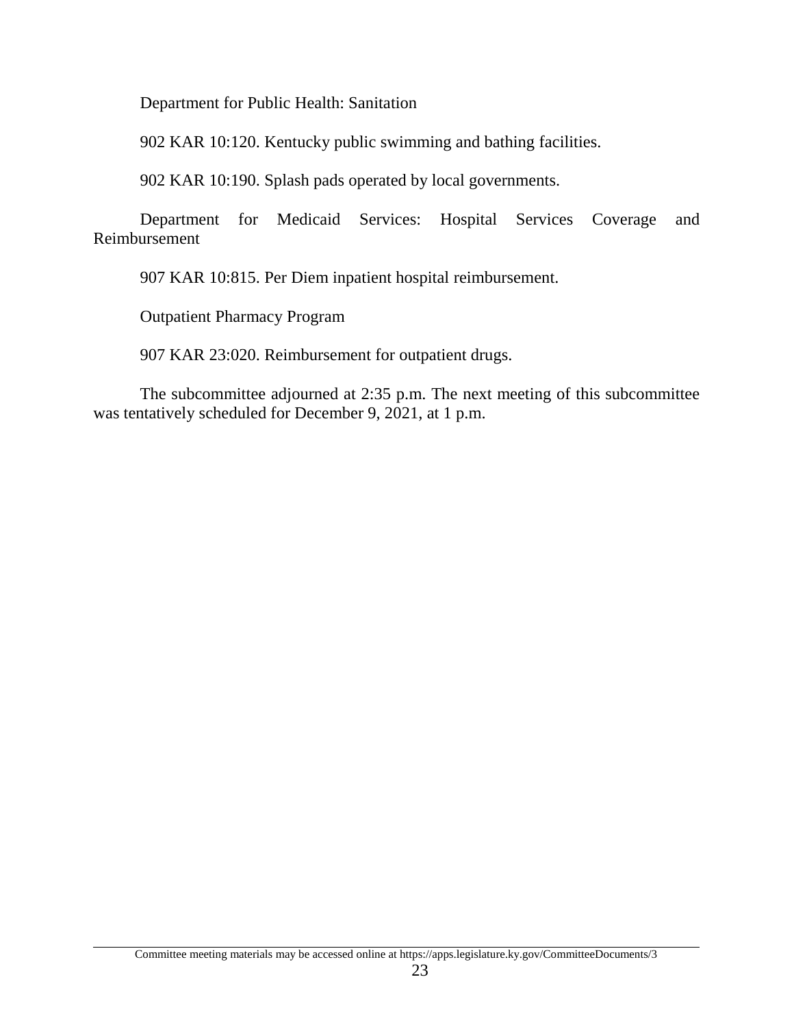Department for Public Health: Sanitation

902 KAR 10:120. Kentucky public swimming and bathing facilities.

902 KAR 10:190. Splash pads operated by local governments.

Department for Medicaid Services: Hospital Services Coverage and Reimbursement

907 KAR 10:815. Per Diem inpatient hospital reimbursement.

Outpatient Pharmacy Program

907 KAR 23:020. Reimbursement for outpatient drugs.

The subcommittee adjourned at 2:35 p.m. The next meeting of this subcommittee was tentatively scheduled for December 9, 2021, at 1 p.m.

Committee meeting materials may be accessed online at https://apps.legislature.ky.gov/CommitteeDocuments/3